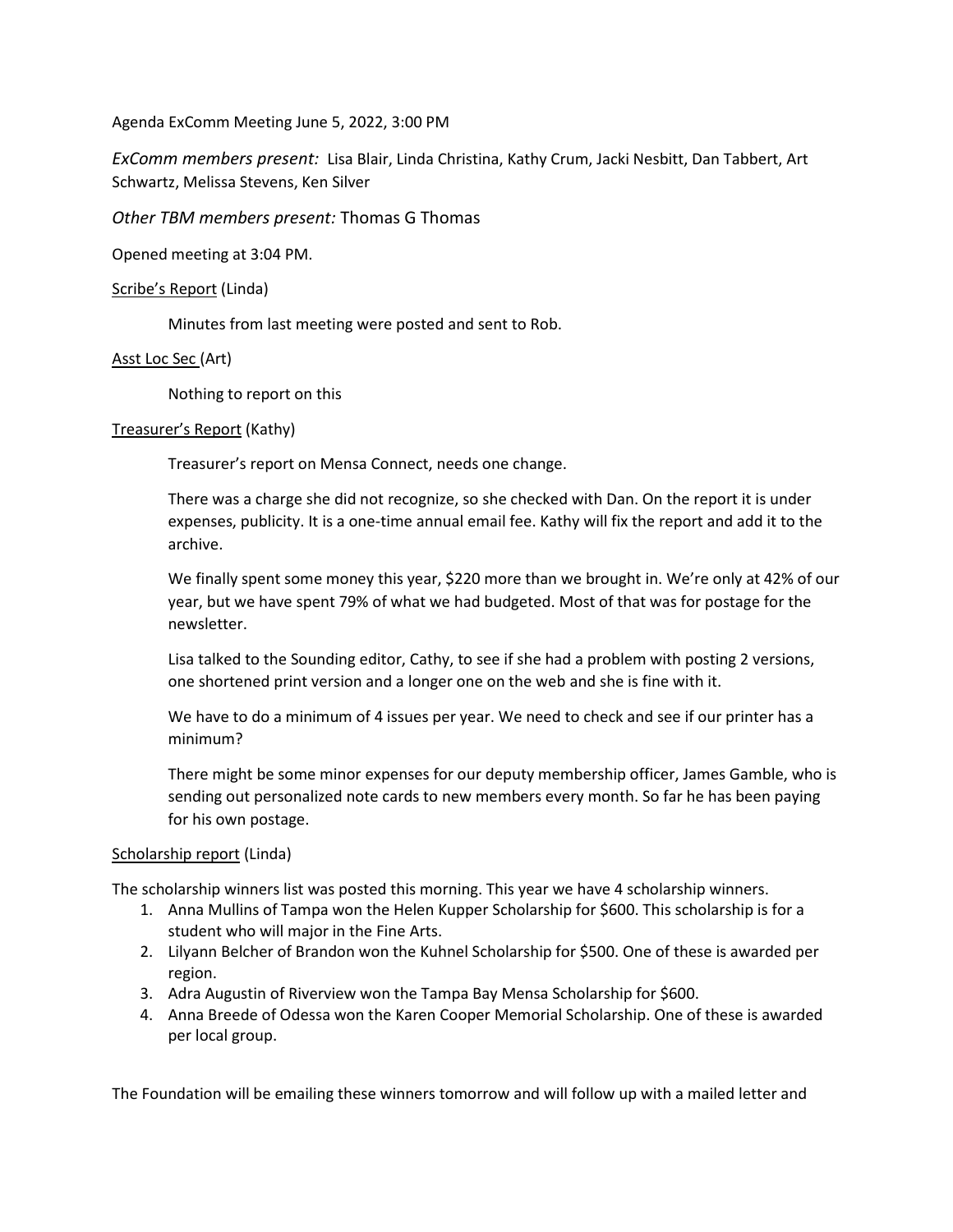Agenda ExComm Meeting June 5, 2022, 3:00 PM

*ExComm members present:* Lisa Blair, Linda Christina, Kathy Crum, Jacki Nesbitt, Dan Tabbert, Art Schwartz, Melissa Stevens, Ken Silver

*Other TBM members present:* Thomas G Thomas

Opened meeting at 3:04 PM.

<u>Scribe's Report</u> (Linda)

Minutes from last meeting were posted and sent to Rob.

<u>Asst Loc Sec</u> (Art)

Nothing to report on this

<u>Treasurer's Report</u> (Kathy)

Treasurer's report on Mensa Connect, needs one change.

There was a charge she did not recognize, so she checked with Dan. On the report it is under expenses, publicity. It is a one-time annual email fee. Kathy will fix the report and add it to the archive.

We finally spent some money this year, $220 more than we brought in. We're only at 42% of our year, but we have spent 79% of what we had budgeted. Most of that was for postage for the newsletter.

Lisa talked to the Sounding editor, Cathy, to see if she had a problem with posting 2 versions, one shortened print version and a longer one on the web and she is fine with it.

We have to do a minimum of 4 issues per year. We need to check and see if our printer has a minimum?

There might be some minor expenses for our deputy membership officer, James Gamble, who is sending out personalized note cards to new members every month. So far he has been paying for his own postage.

<u>Scholarship report</u> (Linda)

The scholarship winners list was posted this morning. This year we have 4 scholarship winners.

1. Anna Mullins of Tampa won the Helen Kupper Scholarship for $600. This scholarship is for a student who will major in the Fine Arts.
2. Lilyann Belcher of Brandon won the Kuhnel Scholarship for $500. One of these is awarded per region.
3. Adra Augustin of Riverview won the Tampa Bay Mensa Scholarship for $600.
4. Anna Breede of Odessa won the Karen Cooper Memorial Scholarship. One of these is awarded per local group.

The Foundation will be emailing these winners tomorrow and will follow up with a mailed letter and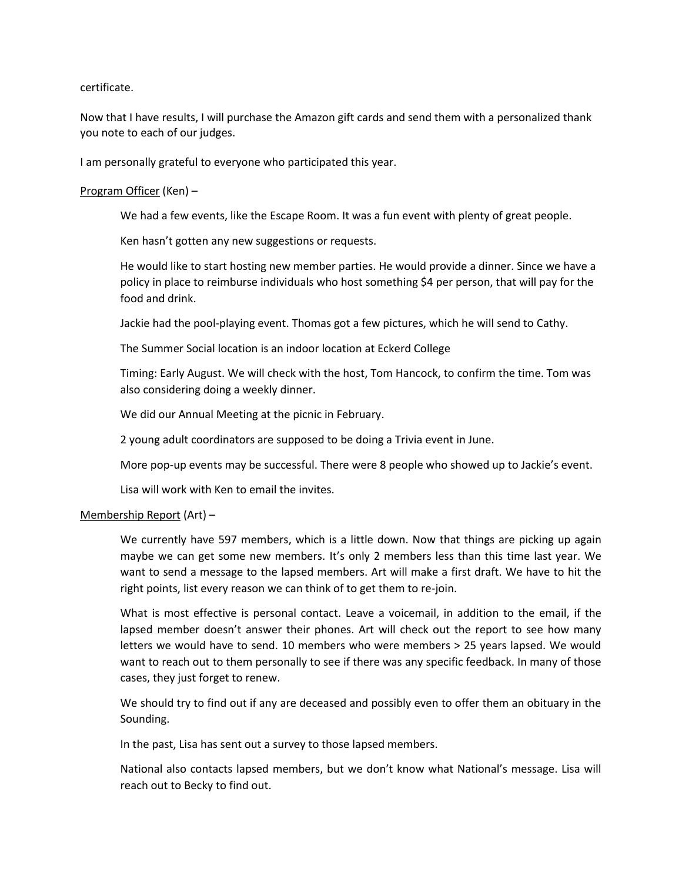certificate.

Now that I have results, I will purchase the Amazon gift cards and send them with a personalized thank you note to each of our judges.

I am personally grateful to everyone who participated this year.

<u>Program Officer</u> (Ken) –

> We had a few events, like the Escape Room. It was a fun event with plenty of great people.
>
> Ken hasn't gotten any new suggestions or requests.
>
> He would like to start hosting new member parties. He would provide a dinner. Since we have a policy in place to reimburse individuals who host something $4 per person, that will pay for the food and drink.
>
> Jackie had the pool-playing event. Thomas got a few pictures, which he will send to Cathy.
>
> The Summer Social location is an indoor location at Eckerd College
>
> Timing: Early August. We will check with the host, Tom Hancock, to confirm the time. Tom was also considering doing a weekly dinner.
>
> We did our Annual Meeting at the picnic in February.
>
> 2 young adult coordinators are supposed to be doing a Trivia event in June.
>
> More pop-up events may be successful. There were 8 people who showed up to Jackie's event.
>
> Lisa will work with Ken to email the invites.

<u>Membership Report</u> (Art) –

> We currently have 597 members, which is a little down. Now that things are picking up again maybe we can get some new members. It's only 2 members less than this time last year. We want to send a message to the lapsed members. Art will make a first draft. We have to hit the right points, list every reason we can think of to get them to re-join.
>
> What is most effective is personal contact. Leave a voicemail, in addition to the email, if the lapsed member doesn't answer their phones. Art will check out the report to see how many letters we would have to send. 10 members who were members > 25 years lapsed. We would want to reach out to them personally to see if there was any specific feedback. In many of those cases, they just forget to renew.
>
> We should try to find out if any are deceased and possibly even to offer them an obituary in the Sounding.
>
> In the past, Lisa has sent out a survey to those lapsed members.
>
> National also contacts lapsed members, but we don't know what National's message. Lisa will reach out to Becky to find out.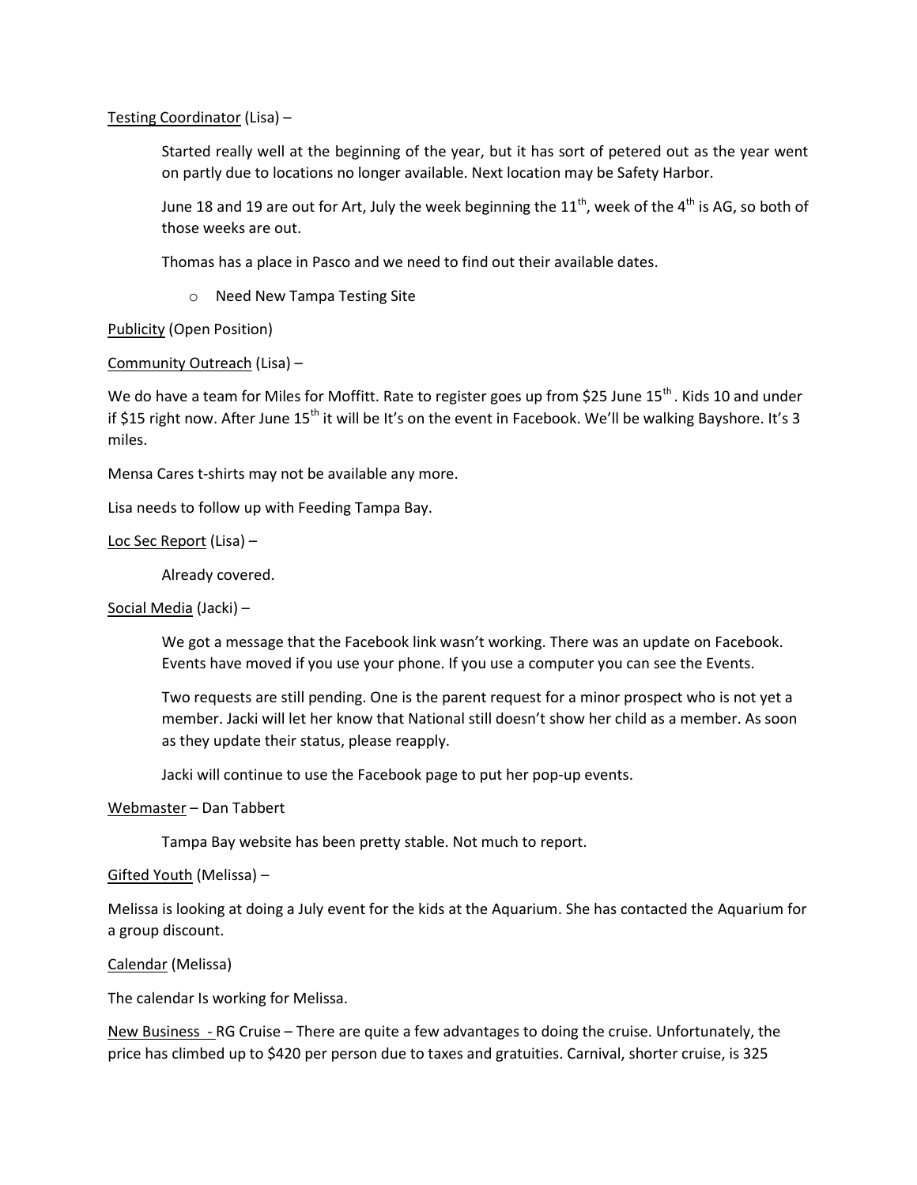Testing Coordinator (Lisa) –

> Started really well at the beginning of the year, but it has sort of petered out as the year went on partly due to locations no longer available. Next location may be Safety Harbor.
>
> June 18 and 19 are out for Art, July the week beginning the 11th, week of the 4th is AG, so both of those weeks are out.
>
> Thomas has a place in Pasco and we need to find out their available dates.
>
> - Need New Tampa Testing Site

Publicity (Open Position)

Community Outreach (Lisa) –

We do have a team for Miles for Moffitt. Rate to register goes up from $25 June 15th . Kids 10 and under if $15 right now. After June 15th it will be It's on the event in Facebook. We'll be walking Bayshore. It's 3 miles.

Mensa Cares t-shirts may not be available any more.

Lisa needs to follow up with Feeding Tampa Bay.

Loc Sec Report (Lisa) –

> Already covered.

Social Media (Jacki) –

> We got a message that the Facebook link wasn't working. There was an update on Facebook. Events have moved if you use your phone. If you use a computer you can see the Events.
>
> Two requests are still pending. One is the parent request for a minor prospect who is not yet a member. Jacki will let her know that National still doesn't show her child as a member. As soon as they update their status, please reapply.
>
> Jacki will continue to use the Facebook page to put her pop-up events.

Webmaster – Dan Tabbert

> Tampa Bay website has been pretty stable. Not much to report.

Gifted Youth (Melissa) –

Melissa is looking at doing a July event for the kids at the Aquarium. She has contacted the Aquarium for a group discount.

Calendar (Melissa)

The calendar Is working for Melissa.

New Business - RG Cruise – There are quite a few advantages to doing the cruise. Unfortunately, the price has climbed up to $420 per person due to taxes and gratuities. Carnival, shorter cruise, is 325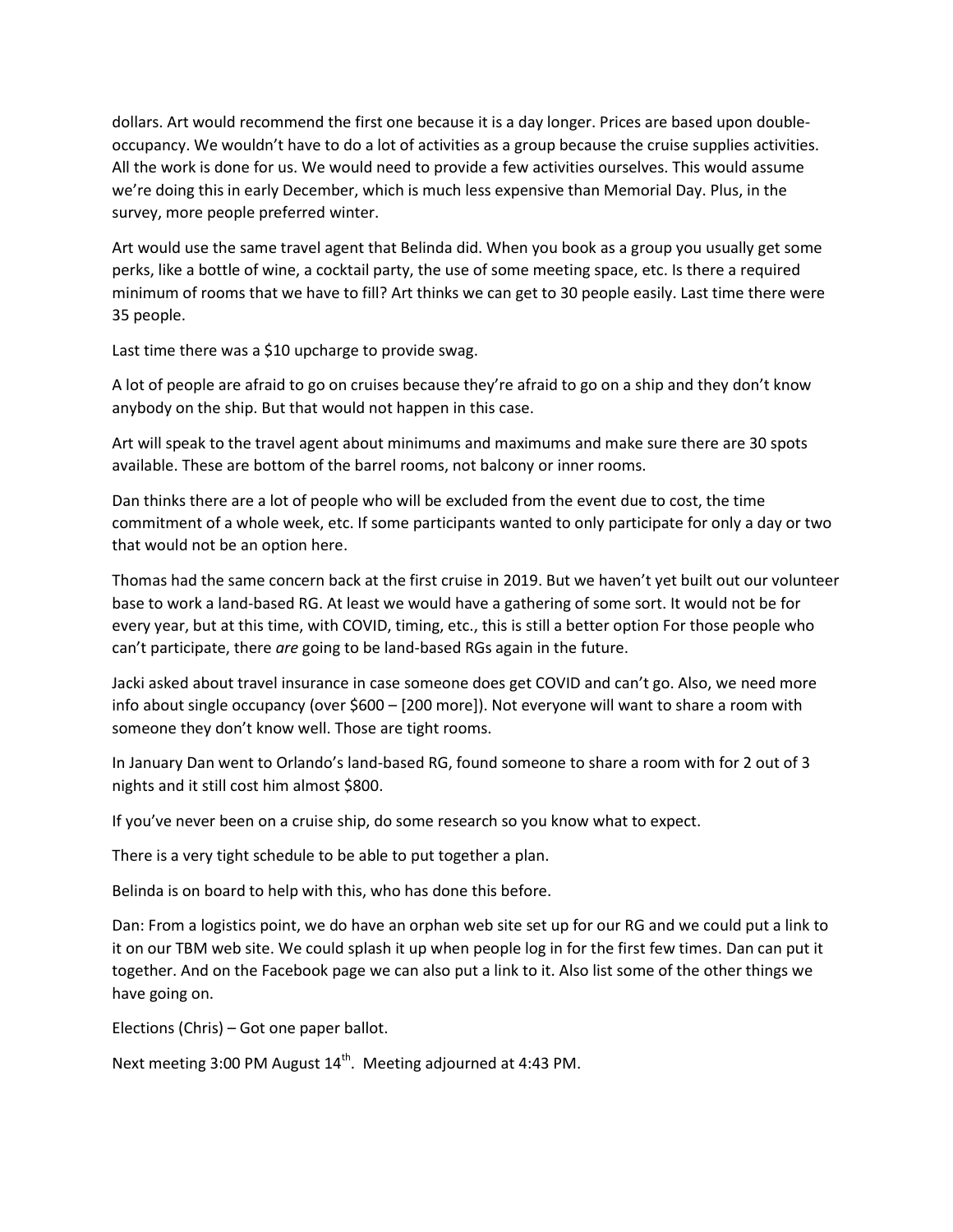dollars. Art would recommend the first one because it is a day longer. Prices are based upon double-occupancy. We wouldn't have to do a lot of activities as a group because the cruise supplies activities. All the work is done for us. We would need to provide a few activities ourselves. This would assume we're doing this in early December, which is much less expensive than Memorial Day. Plus, in the survey, more people preferred winter.

Art would use the same travel agent that Belinda did. When you book as a group you usually get some perks, like a bottle of wine, a cocktail party, the use of some meeting space, etc. Is there a required minimum of rooms that we have to fill? Art thinks we can get to 30 people easily. Last time there were 35 people.

Last time there was a $10 upcharge to provide swag.

A lot of people are afraid to go on cruises because they're afraid to go on a ship and they don't know anybody on the ship. But that would not happen in this case.

Art will speak to the travel agent about minimums and maximums and make sure there are 30 spots available. These are bottom of the barrel rooms, not balcony or inner rooms.

Dan thinks there are a lot of people who will be excluded from the event due to cost, the time commitment of a whole week, etc. If some participants wanted to only participate for only a day or two that would not be an option here.

Thomas had the same concern back at the first cruise in 2019. But we haven't yet built out our volunteer base to work a land-based RG. At least we would have a gathering of some sort. It would not be for every year, but at this time, with COVID, timing, etc., this is still a better option For those people who can't participate, there *are* going to be land-based RGs again in the future.

Jacki asked about travel insurance in case someone does get COVID and can't go. Also, we need more info about single occupancy (over $600 – [200 more]). Not everyone will want to share a room with someone they don't know well. Those are tight rooms.

In January Dan went to Orlando's land-based RG, found someone to share a room with for 2 out of 3 nights and it still cost him almost $800.

If you've never been on a cruise ship, do some research so you know what to expect.

There is a very tight schedule to be able to put together a plan.

Belinda is on board to help with this, who has done this before.

Dan: From a logistics point, we do have an orphan web site set up for our RG and we could put a link to it on our TBM web site. We could splash it up when people log in for the first few times. Dan can put it together. And on the Facebook page we can also put a link to it. Also list some of the other things we have going on.

Elections (Chris) – Got one paper ballot.

Next meeting 3:00 PM August 14th. Meeting adjourned at 4:43 PM.